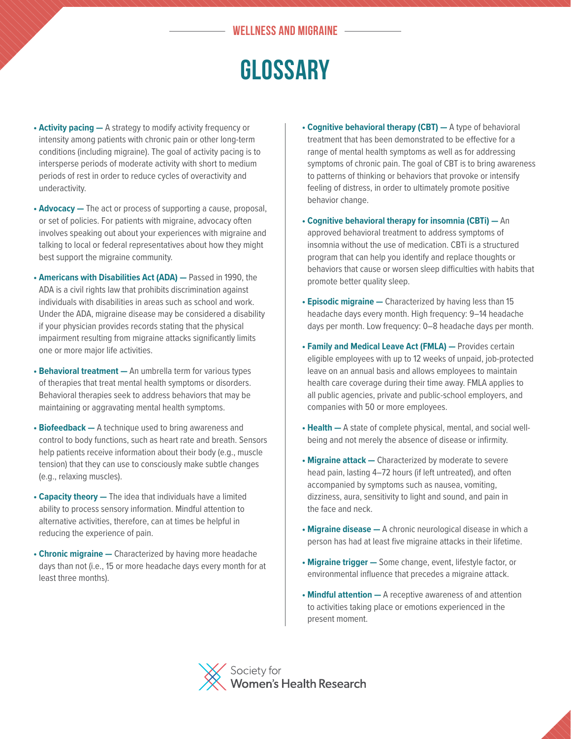WELLNESS AND MIGRAINE

# GLOSSARY

- **Activity pacing —** A strategy to modify activity frequency or intensity among patients with chronic pain or other long-term conditions (including migraine). The goal of activity pacing is to intersperse periods of moderate activity with short to medium periods of rest in order to reduce cycles of overactivity and underactivity.
- **Advocacy —** The act or process of supporting a cause, proposal, or set of policies. For patients with migraine, advocacy often involves speaking out about your experiences with migraine and talking to local or federal representatives about how they might best support the migraine community.
- **Americans with Disabilities Act (ADA) —** Passed in 1990, the ADA is a civil rights law that prohibits discrimination against individuals with disabilities in areas such as school and work. Under the ADA, migraine disease may be considered a disability if your physician provides records stating that the physical impairment resulting from migraine attacks significantly limits one or more major life activities.
- **Behavioral treatment —** An umbrella term for various types of therapies that treat mental health symptoms or disorders. Behavioral therapies seek to address behaviors that may be maintaining or aggravating mental health symptoms.
- **Biofeedback —** A technique used to bring awareness and control to body functions, such as heart rate and breath. Sensors help patients receive information about their body (e.g., muscle tension) that they can use to consciously make subtle changes (e.g., relaxing muscles).
- **Capacity theory —** The idea that individuals have a limited ability to process sensory information. Mindful attention to alternative activities, therefore, can at times be helpful in reducing the experience of pain.
- **Chronic migraine —** Characterized by having more headache days than not (i.e., 15 or more headache days every month for at least three months).
- **Cognitive behavioral therapy (CBT) —** A type of behavioral treatment that has been demonstrated to be effective for a range of mental health symptoms as well as for addressing symptoms of chronic pain. The goal of CBT is to bring awareness to patterns of thinking or behaviors that provoke or intensify feeling of distress, in order to ultimately promote positive behavior change.
- **Cognitive behavioral therapy for insomnia (CBTi) —** An approved behavioral treatment to address symptoms of insomnia without the use of medication. CBTi is a structured program that can help you identify and replace thoughts or behaviors that cause or worsen sleep difficulties with habits that promote better quality sleep.
- **Episodic migraine —** Characterized by having less than 15 headache days every month. High frequency: 9–14 headache days per month. Low frequency: 0–8 headache days per month.
- **Family and Medical Leave Act (FMLA) —** Provides certain eligible employees with up to 12 weeks of unpaid, job-protected leave on an annual basis and allows employees to maintain health care coverage during their time away. FMLA applies to all public agencies, private and public-school employers, and companies with 50 or more employees.
- **Health —** A state of complete physical, mental, and social well-being and not merely the absence of disease or infirmity.
- **Migraine attack —** Characterized by moderate to severe head pain, lasting 4–72 hours (if left untreated), and often accompanied by symptoms such as nausea, vomiting, dizziness, aura, sensitivity to light and sound, and pain in the face and neck.
- **Migraine disease —** A chronic neurological disease in which a person has had at least five migraine attacks in their lifetime.
- **Migraine trigger —** Some change, event, lifestyle factor, or environmental influence that precedes a migraine attack.
- **Mindful attention —** A receptive awareness of and attention to activities taking place or emotions experienced in the present moment.

Society for Women's Health Research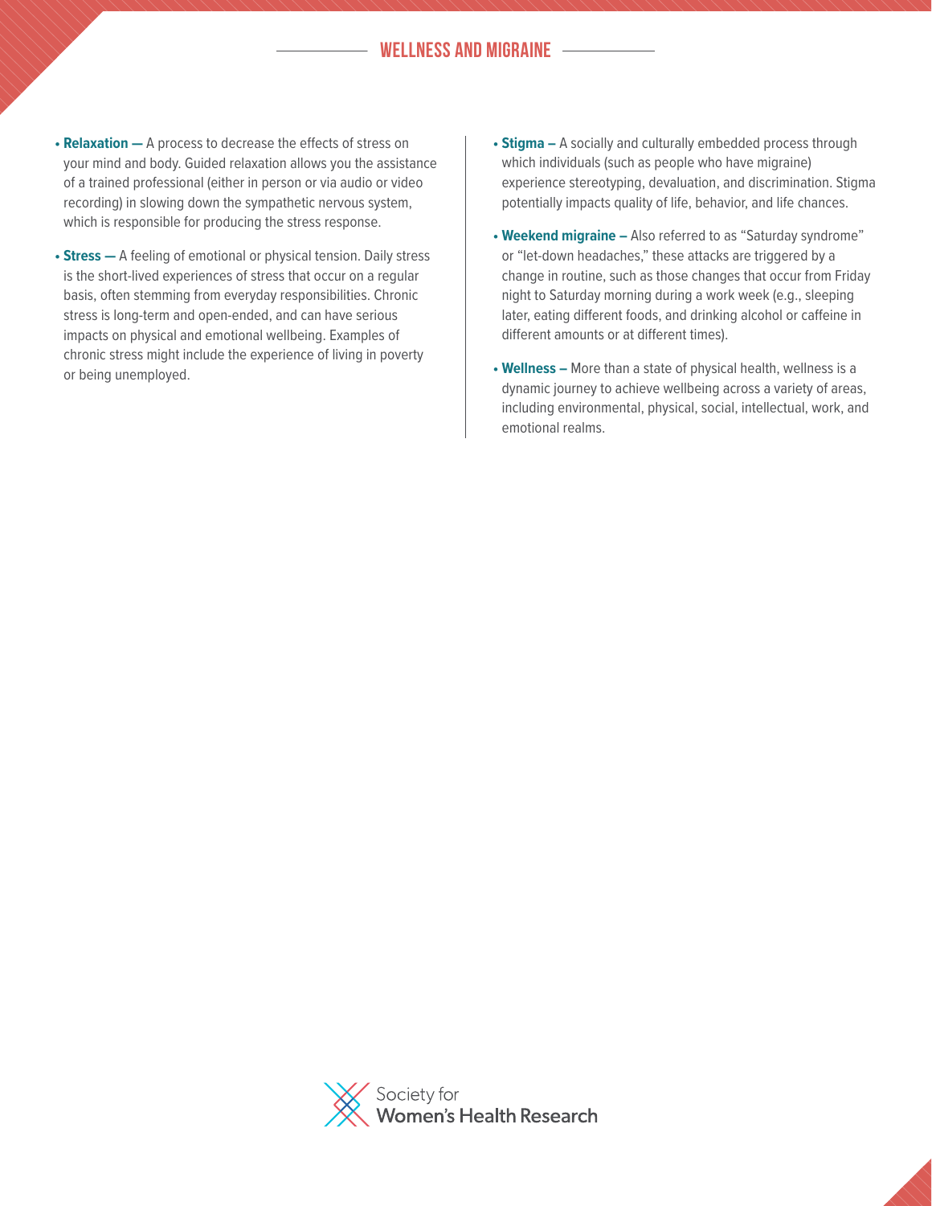- **Relaxation —** A process to decrease the effects of stress on your mind and body. Guided relaxation allows you the assistance of a trained professional (either in person or via audio or video recording) in slowing down the sympathetic nervous system, which is responsible for producing the stress response.

- **Stress —** A feeling of emotional or physical tension. Daily stress is the short-lived experiences of stress that occur on a regular basis, often stemming from everyday responsibilities. Chronic stress is long-term and open-ended, and can have serious impacts on physical and emotional wellbeing. Examples of chronic stress might include the experience of living in poverty or being unemployed.

- **Stigma –** A socially and culturally embedded process through which individuals (such as people who have migraine) experience stereotyping, devaluation, and discrimination. Stigma potentially impacts quality of life, behavior, and life chances.

- **Weekend migraine –** Also referred to as "Saturday syndrome" or "let-down headaches," these attacks are triggered by a change in routine, such as those changes that occur from Friday night to Saturday morning during a work week (e.g., sleeping later, eating different foods, and drinking alcohol or caffeine in different amounts or at different times).

- **Wellness –** More than a state of physical health, wellness is a dynamic journey to achieve wellbeing across a variety of areas, including environmental, physical, social, intellectual, work, and emotional realms.

Society for Women's Health Research